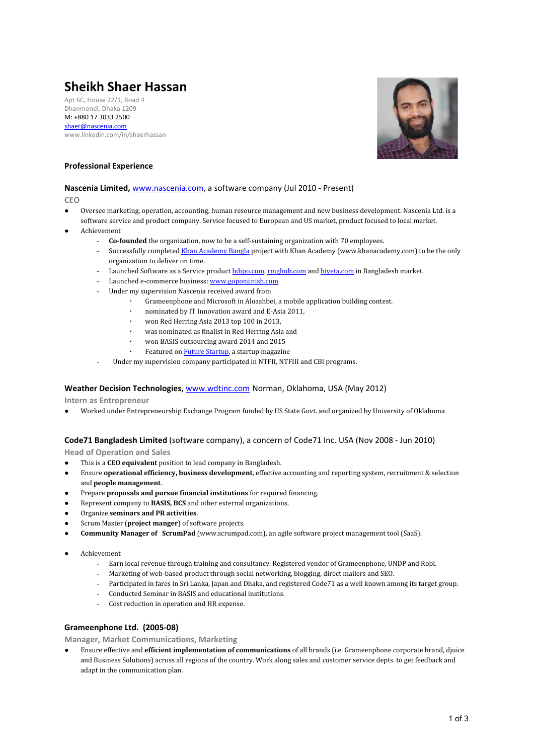# Sheikh Shaer Hassan

Apt 6C, House 22/1, Road 4
Dhanmondi, Dhaka 1209
M: +880 17 3033 2500
shaer@nascenia.com
www.linkedin.com/in/shaerhassan

## Professional Experience

### Nascenia Limited, www.nascenia.com, a software company (Jul 2010 - Present)

**CEO**

- Oversee marketing, operation, accounting, human resource management and new business development. Nascenia Ltd. is a software service and product company. Service focused to European and US market, product focused to local market.
- Achievement
  - **Co-founded** the organization, now to be a self-sustaining organization with 70 employees.
  - Successfully completed Khan Academy Bangla project with Khan Academy (www.khanacademy.com) to be the only organization to deliver on time.
  - Launched Software as a Service product bdipo.com, rmghub.com and biyeta.com in Bangladesh market.
  - Launched e-commerce business: www.goponjinish.com
  - Under my supervision Nascenia received award from
    - Grameenphone and Microsoft in Aloashbei, a mobile application building contest.
    - nominated by IT Innovation award and E-Asia 2011,
    - won Red Herring Asia 2013 top 100 in 2013,
    - was nominated as finalist in Red Herring Asia and
    - won BASIS outsourcing award 2014 and 2015
    - Featured on Future Startup, a startup magazine
  - Under my supervision company participated in NTFII, NTFIII and CBI programs.

### Weather Decision Technologies, www.wdtinc.com Norman, Oklahoma, USA (May 2012)

**Intern as Entrepreneur**

- Worked under Entrepreneurship Exchange Program funded by US State Govt. and organized by University of Oklahoma

### Code71 Bangladesh Limited (software company), a concern of Code71 Inc. USA (Nov 2008 - Jun 2010)

**Head of Operation and Sales**

- This is a **CEO equivalent** position to lead company in Bangladesh.
- Ensure **operational efficiency, business development**, effective accounting and reporting system, recruitment & selection and **people management**.
- Prepare **proposals and pursue financial institutions** for required financing.
- Represent company to **BASIS, BCS** and other external organizations.
- Organize **seminars and PR activities**.
- Scrum Master (**project manger**) of software projects.
- **Community Manager of ScrumPad** (www.scrumpad.com), an agile software project management tool (SaaS).

- Achievement
  - Earn local revenue through training and consultancy. Registered vendor of Grameenphone, UNDP and Robi.
  - Marketing of web-based product through social networking, blogging, direct mailers and SEO.
  - Participated in fares in Sri Lanka, Japan and Dhaka, and registered Code71 as a well known among its target group.
  - Conducted Seminar in BASIS and educational institutions.
  - Cost reduction in operation and HR expense.

### Grameenphone Ltd. (2005-08)

**Manager, Market Communications, Marketing**

- Ensure effective and **efficient implementation of communications** of all brands (i.e. Grameenphone corporate brand, djuice and Business Solutions) across all regions of the country. Work along sales and customer service depts. to get feedback and adapt in the communication plan.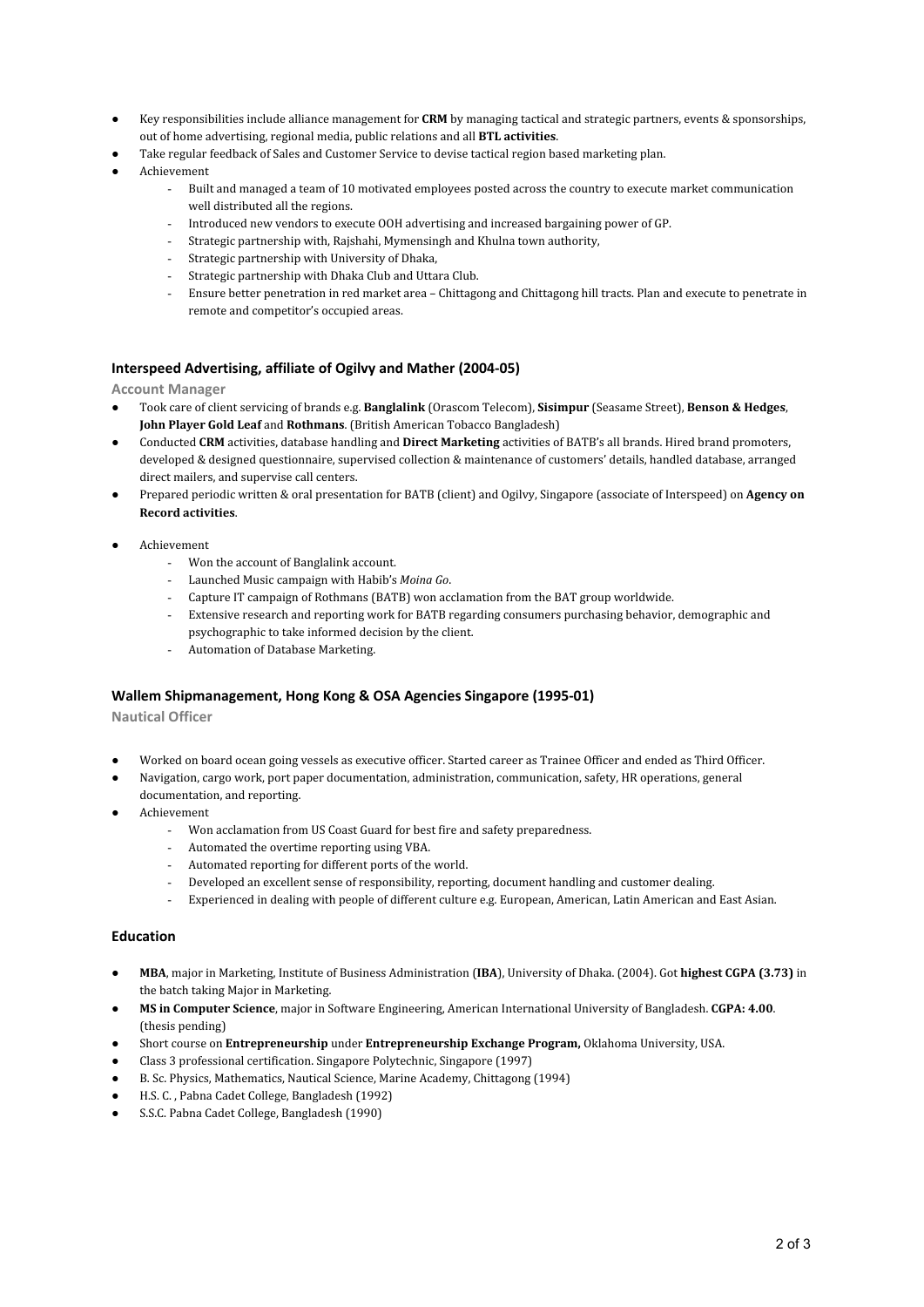- Key responsibilities include alliance management for **CRM** by managing tactical and strategic partners, events & sponsorships, out of home advertising, regional media, public relations and all **BTL activities**.
- Take regular feedback of Sales and Customer Service to devise tactical region based marketing plan.
- Achievement
  - Built and managed a team of 10 motivated employees posted across the country to execute market communication well distributed all the regions.
  - Introduced new vendors to execute OOH advertising and increased bargaining power of GP.
  - Strategic partnership with, Rajshahi, Mymensingh and Khulna town authority,
  - Strategic partnership with University of Dhaka,
  - Strategic partnership with Dhaka Club and Uttara Club.
  - Ensure better penetration in red market area – Chittagong and Chittagong hill tracts. Plan and execute to penetrate in remote and competitor's occupied areas.

### Interspeed Advertising, affiliate of Ogilvy and Mather (2004-05)

**Account Manager**

- Took care of client servicing of brands e.g. **Banglalink** (Orascom Telecom), **Sisimpur** (Seasame Street), **Benson & Hedges**, **John Player Gold Leaf** and **Rothmans**. (British American Tobacco Bangladesh)
- Conducted **CRM** activities, database handling and **Direct Marketing** activities of BATB's all brands. Hired brand promoters, developed & designed questionnaire, supervised collection & maintenance of customers' details, handled database, arranged direct mailers, and supervise call centers.
- Prepared periodic written & oral presentation for BATB (client) and Ogilvy, Singapore (associate of Interspeed) on **Agency on Record activities**.
- Achievement
  - Won the account of Banglalink account.
  - Launched Music campaign with Habib's *Moina Go*.
  - Capture IT campaign of Rothmans (BATB) won acclamation from the BAT group worldwide.
  - Extensive research and reporting work for BATB regarding consumers purchasing behavior, demographic and psychographic to take informed decision by the client.
  - Automation of Database Marketing.

### Wallem Shipmanagement, Hong Kong & OSA Agencies Singapore (1995-01)

**Nautical Officer**

- Worked on board ocean going vessels as executive officer. Started career as Trainee Officer and ended as Third Officer.
- Navigation, cargo work, port paper documentation, administration, communication, safety, HR operations, general documentation, and reporting.
- Achievement
  - Won acclamation from US Coast Guard for best fire and safety preparedness.
  - Automated the overtime reporting using VBA.
  - Automated reporting for different ports of the world.
  - Developed an excellent sense of responsibility, reporting, document handling and customer dealing.
  - Experienced in dealing with people of different culture e.g. European, American, Latin American and East Asian.

### Education

- **MBA**, major in Marketing, Institute of Business Administration (**IBA**), University of Dhaka. (2004). Got **highest CGPA (3.73)** in the batch taking Major in Marketing.
- **MS in Computer Science**, major in Software Engineering, American International University of Bangladesh. **CGPA: 4.00**. (thesis pending)
- Short course on **Entrepreneurship** under **Entrepreneurship Exchange Program,** Oklahoma University, USA.
- Class 3 professional certification. Singapore Polytechnic, Singapore (1997)
- B. Sc. Physics, Mathematics, Nautical Science, Marine Academy, Chittagong (1994)
- H.S. C. , Pabna Cadet College, Bangladesh (1992)
- S.S.C. Pabna Cadet College, Bangladesh (1990)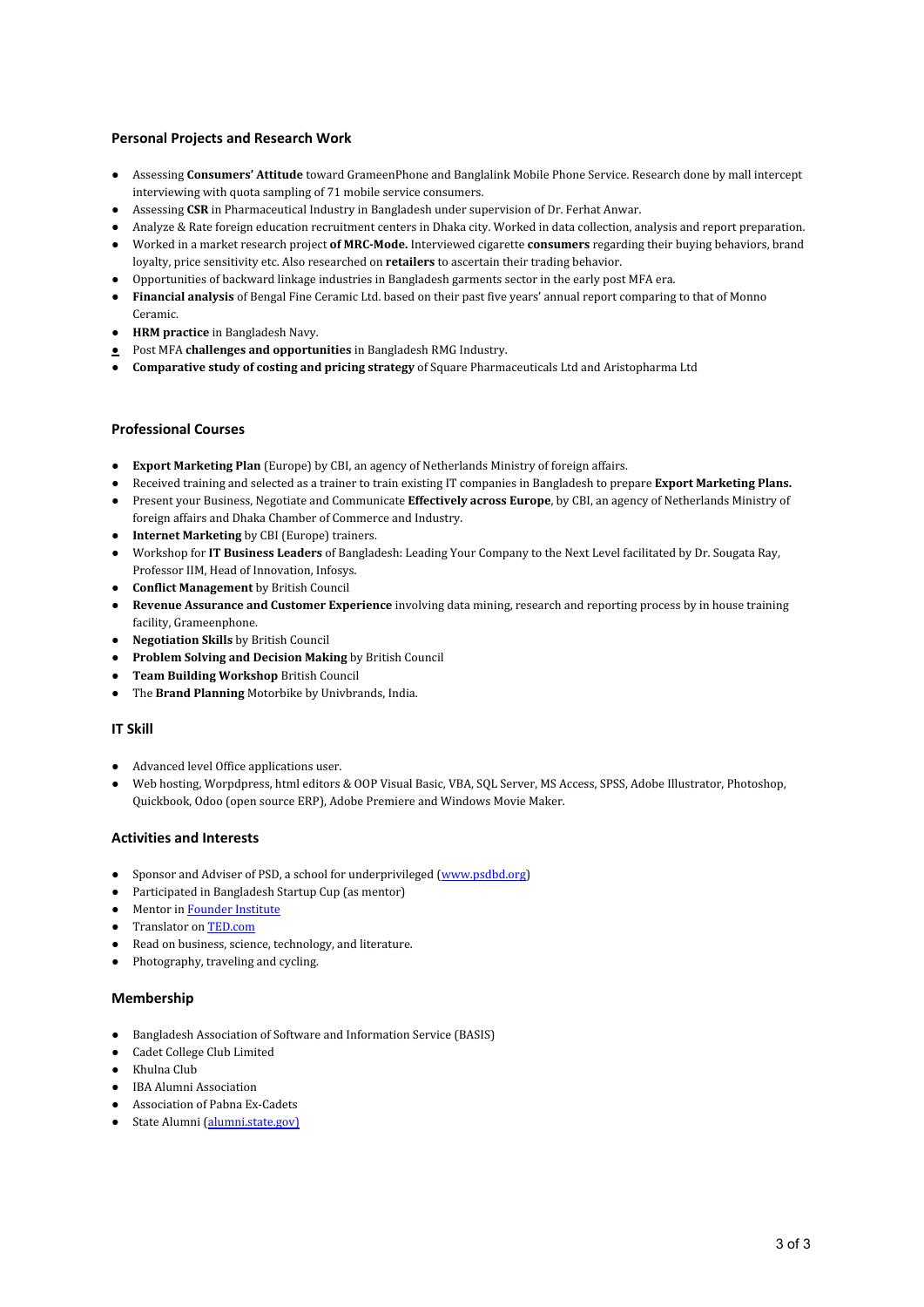## Personal Projects and Research Work

- Assessing **Consumers' Attitude** toward GrameenPhone and Banglalink Mobile Phone Service. Research done by mall intercept interviewing with quota sampling of 71 mobile service consumers.
- Assessing **CSR** in Pharmaceutical Industry in Bangladesh under supervision of Dr. Ferhat Anwar.
- Analyze & Rate foreign education recruitment centers in Dhaka city. Worked in data collection, analysis and report preparation.
- Worked in a market research project **of MRC-Mode.** Interviewed cigarette **consumers** regarding their buying behaviors, brand loyalty, price sensitivity etc. Also researched on **retailers** to ascertain their trading behavior.
- Opportunities of backward linkage industries in Bangladesh garments sector in the early post MFA era.
- **Financial analysis** of Bengal Fine Ceramic Ltd. based on their past five years' annual report comparing to that of Monno Ceramic.
- **HRM practice** in Bangladesh Navy.
- Post MFA **challenges and opportunities** in Bangladesh RMG Industry.
- **Comparative study of costing and pricing strategy** of Square Pharmaceuticals Ltd and Aristopharma Ltd

## Professional Courses

- **Export Marketing Plan** (Europe) by CBI, an agency of Netherlands Ministry of foreign affairs.
- Received training and selected as a trainer to train existing IT companies in Bangladesh to prepare **Export Marketing Plans.**
- Present your Business, Negotiate and Communicate **Effectively across Europe**, by CBI, an agency of Netherlands Ministry of foreign affairs and Dhaka Chamber of Commerce and Industry.
- **Internet Marketing** by CBI (Europe) trainers.
- Workshop for **IT Business Leaders** of Bangladesh: Leading Your Company to the Next Level facilitated by Dr. Sougata Ray, Professor IIM, Head of Innovation, Infosys.
- **Conflict Management** by British Council
- **Revenue Assurance and Customer Experience** involving data mining, research and reporting process by in house training facility, Grameenphone.
- **Negotiation Skills** by British Council
- **Problem Solving and Decision Making** by British Council
- **Team Building Workshop** British Council
- The **Brand Planning** Motorbike by Univbrands, India.

## IT Skill

- Advanced level Office applications user.
- Web hosting, Worpdpress, html editors & OOP Visual Basic, VBA, SQL Server, MS Access, SPSS, Adobe Illustrator, Photoshop, Quickbook, Odoo (open source ERP), Adobe Premiere and Windows Movie Maker.

## Activities and Interests

- Sponsor and Adviser of PSD, a school for underprivileged (www.psdbd.org)
- Participated in Bangladesh Startup Cup (as mentor)
- Mentor in Founder Institute
- Translator on TED.com
- Read on business, science, technology, and literature.
- Photography, traveling and cycling.

## Membership

- Bangladesh Association of Software and Information Service (BASIS)
- Cadet College Club Limited
- Khulna Club
- IBA Alumni Association
- Association of Pabna Ex-Cadets
- State Alumni (alumni.state.gov)